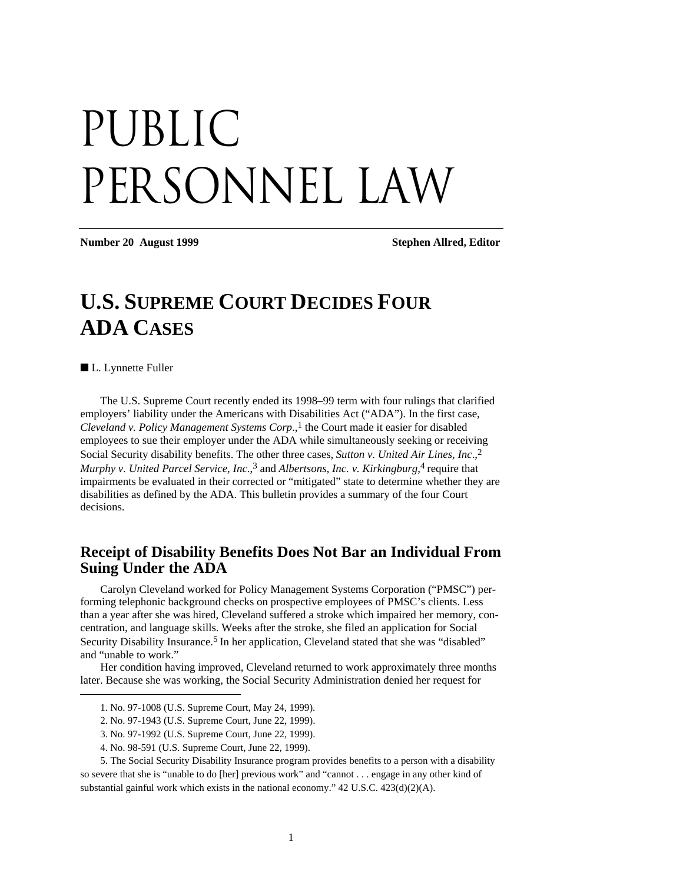# PUBLIC PERSONNEL LAW

**Number 20 August 1999** **Stephen Allred, Editor**

## U.S. SUPREME COURT DECIDES FOUR ADA CASES

■ L. Lynnette Fuller

The U.S. Supreme Court recently ended its 1998–99 term with four rulings that clarified employers' liability under the Americans with Disabilities Act ("ADA"). In the first case, *Cleveland v. Policy Management Systems Corp*.,[1] the Court made it easier for disabled employees to sue their employer under the ADA while simultaneously seeking or receiving Social Security disability benefits. The other three cases, *Sutton v. United Air Lines, Inc*.,[2] *Murphy v. United Parcel Service, Inc*.,[3] and *Albertsons, Inc. v. Kirkingburg*,[4] require that impairments be evaluated in their corrected or "mitigated" state to determine whether they are disabilities as defined by the ADA. This bulletin provides a summary of the four Court decisions.

### Receipt of Disability Benefits Does Not Bar an Individual From Suing Under the ADA

Carolyn Cleveland worked for Policy Management Systems Corporation ("PMSC") performing telephonic background checks on prospective employees of PMSC's clients. Less than a year after she was hired, Cleveland suffered a stroke which impaired her memory, concentration, and language skills. Weeks after the stroke, she filed an application for Social Security Disability Insurance.[5] In her application, Cleveland stated that she was "disabled" and "unable to work."

Her condition having improved, Cleveland returned to work approximately three months later. Because she was working, the Social Security Administration denied her request for

---

1. No. 97-1008 (U.S. Supreme Court, May 24, 1999).

2. No. 97-1943 (U.S. Supreme Court, June 22, 1999).

3. No. 97-1992 (U.S. Supreme Court, June 22, 1999).

4. No. 98-591 (U.S. Supreme Court, June 22, 1999).

5. The Social Security Disability Insurance program provides benefits to a person with a disability so severe that she is "unable to do [her] previous work" and "cannot . . . engage in any other kind of substantial gainful work which exists in the national economy." 42 U.S.C. 423(d)(2)(A).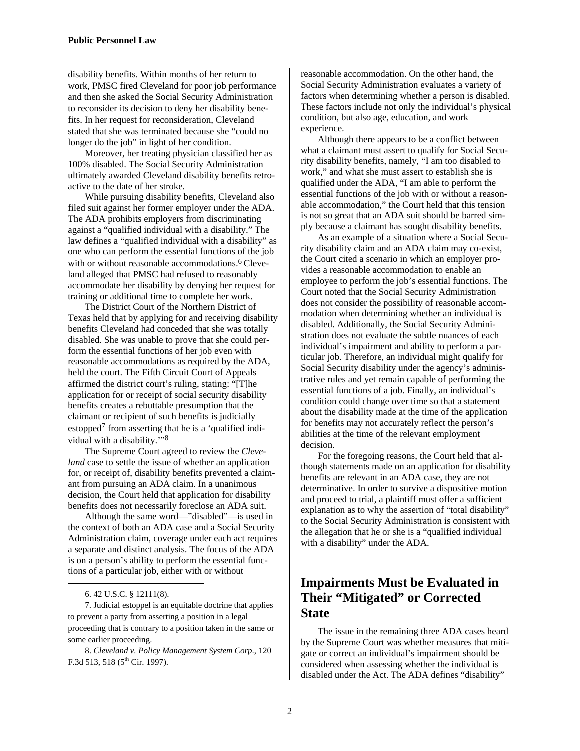disability benefits. Within months of her return to work, PMSC fired Cleveland for poor job performance and then she asked the Social Security Administration to reconsider its decision to deny her disability benefits. In her request for reconsideration, Cleveland stated that she was terminated because she "could no longer do the job" in light of her condition.

Moreover, her treating physician classified her as 100% disabled. The Social Security Administration ultimately awarded Cleveland disability benefits retroactive to the date of her stroke.

While pursuing disability benefits, Cleveland also filed suit against her former employer under the ADA. The ADA prohibits employers from discriminating against a "qualified individual with a disability." The law defines a "qualified individual with a disability" as one who can perform the essential functions of the job with or without reasonable accommodations.[6] Cleveland alleged that PMSC had refused to reasonably accommodate her disability by denying her request for training or additional time to complete her work.

The District Court of the Northern District of Texas held that by applying for and receiving disability benefits Cleveland had conceded that she was totally disabled. She was unable to prove that she could perform the essential functions of her job even with reasonable accommodations as required by the ADA, held the court. The Fifth Circuit Court of Appeals affirmed the district court's ruling, stating: "[T]he application for or receipt of social security disability benefits creates a rebuttable presumption that the claimant or recipient of such benefits is judicially estopped[7] from asserting that he is a 'qualified individual with a disability.'"[8]

The Supreme Court agreed to review the *Cleveland* case to settle the issue of whether an application for, or receipt of, disability benefits prevented a claimant from pursuing an ADA claim. In a unanimous decision, the Court held that application for disability benefits does not necessarily foreclose an ADA suit.

Although the same word—"disabled"—is used in the context of both an ADA case and a Social Security Administration claim, coverage under each act requires a separate and distinct analysis. The focus of the ADA is on a person's ability to perform the essential functions of a particular job, either with or without reasonable accommodation. On the other hand, the Social Security Administration evaluates a variety of factors when determining whether a person is disabled. These factors include not only the individual's physical condition, but also age, education, and work experience.

Although there appears to be a conflict between what a claimant must assert to qualify for Social Security disability benefits, namely, "I am too disabled to work," and what she must assert to establish she is qualified under the ADA, "I am able to perform the essential functions of the job with or without a reasonable accommodation," the Court held that this tension is not so great that an ADA suit should be barred simply because a claimant has sought disability benefits.

As an example of a situation where a Social Security disability claim and an ADA claim may co-exist, the Court cited a scenario in which an employer provides a reasonable accommodation to enable an employee to perform the job's essential functions. The Court noted that the Social Security Administration does not consider the possibility of reasonable accommodation when determining whether an individual is disabled. Additionally, the Social Security Administration does not evaluate the subtle nuances of each individual's impairment and ability to perform a particular job. Therefore, an individual might qualify for Social Security disability under the agency's administrative rules and yet remain capable of performing the essential functions of a job. Finally, an individual's condition could change over time so that a statement about the disability made at the time of the application for benefits may not accurately reflect the person's abilities at the time of the relevant employment decision.

For the foregoing reasons, the Court held that although statements made on an application for disability benefits are relevant in an ADA case, they are not determinative. In order to survive a dispositive motion and proceed to trial, a plaintiff must offer a sufficient explanation as to why the assertion of "total disability" to the Social Security Administration is consistent with the allegation that he or she is a "qualified individual with a disability" under the ADA.

## Impairments Must be Evaluated in Their "Mitigated" or Corrected State

The issue in the remaining three ADA cases heard by the Supreme Court was whether measures that mitigate or correct an individual's impairment should be considered when assessing whether the individual is disabled under the Act. The ADA defines "disability"

---

6. 42 U.S.C. § 12111(8).

7. Judicial estoppel is an equitable doctrine that applies to prevent a party from asserting a position in a legal proceeding that is contrary to a position taken in the same or some earlier proceeding.

8. *Cleveland v. Policy Management System Corp*., 120 F.3d 513, 518 (5th Cir. 1997).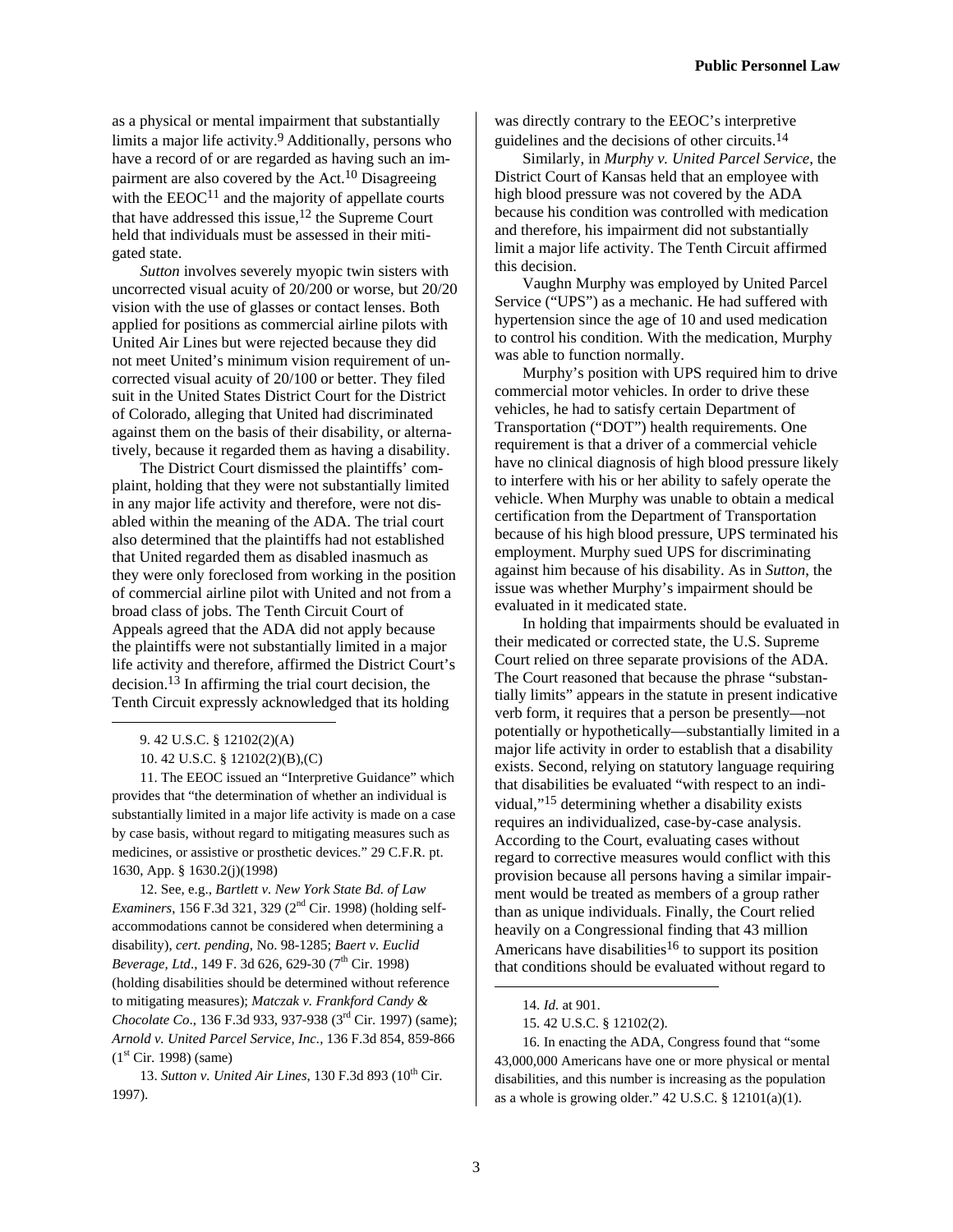as a physical or mental impairment that substantially limits a major life activity.[9] Additionally, persons who have a record of or are regarded as having such an impairment are also covered by the Act.[10] Disagreeing with the EEOC[11] and the majority of appellate courts that have addressed this issue,[12] the Supreme Court held that individuals must be assessed in their mitigated state.

*Sutton* involves severely myopic twin sisters with uncorrected visual acuity of 20/200 or worse, but 20/20 vision with the use of glasses or contact lenses. Both applied for positions as commercial airline pilots with United Air Lines but were rejected because they did not meet United's minimum vision requirement of uncorrected visual acuity of 20/100 or better. They filed suit in the United States District Court for the District of Colorado, alleging that United had discriminated against them on the basis of their disability, or alternatively, because it regarded them as having a disability.

The District Court dismissed the plaintiffs' complaint, holding that they were not substantially limited in any major life activity and therefore, were not disabled within the meaning of the ADA. The trial court also determined that the plaintiffs had not established that United regarded them as disabled inasmuch as they were only foreclosed from working in the position of commercial airline pilot with United and not from a broad class of jobs. The Tenth Circuit Court of Appeals agreed that the ADA did not apply because the plaintiffs were not substantially limited in a major life activity and therefore, affirmed the District Court's decision.[13] In affirming the trial court decision, the Tenth Circuit expressly acknowledged that its holding was directly contrary to the EEOC's interpretive guidelines and the decisions of other circuits.[14]

Similarly, in *Murphy v. United Parcel Service*, the District Court of Kansas held that an employee with high blood pressure was not covered by the ADA because his condition was controlled with medication and therefore, his impairment did not substantially limit a major life activity. The Tenth Circuit affirmed this decision.

Vaughn Murphy was employed by United Parcel Service ("UPS") as a mechanic. He had suffered with hypertension since the age of 10 and used medication to control his condition. With the medication, Murphy was able to function normally.

Murphy's position with UPS required him to drive commercial motor vehicles. In order to drive these vehicles, he had to satisfy certain Department of Transportation ("DOT") health requirements. One requirement is that a driver of a commercial vehicle have no clinical diagnosis of high blood pressure likely to interfere with his or her ability to safely operate the vehicle. When Murphy was unable to obtain a medical certification from the Department of Transportation because of his high blood pressure, UPS terminated his employment. Murphy sued UPS for discriminating against him because of his disability. As in *Sutton*, the issue was whether Murphy's impairment should be evaluated in it medicated state.

In holding that impairments should be evaluated in their medicated or corrected state, the U.S. Supreme Court relied on three separate provisions of the ADA. The Court reasoned that because the phrase "substantially limits" appears in the statute in present indicative verb form, it requires that a person be presently—not potentially or hypothetically—substantially limited in a major life activity in order to establish that a disability exists. Second, relying on statutory language requiring that disabilities be evaluated "with respect to an individual,"[15] determining whether a disability exists requires an individualized, case-by-case analysis. According to the Court, evaluating cases without regard to corrective measures would conflict with this provision because all persons having a similar impairment would be treated as members of a group rather than as unique individuals. Finally, the Court relied heavily on a Congressional finding that 43 million Americans have disabilities[16] to support its position that conditions should be evaluated without regard to

---

9. 42 U.S.C. § 12102(2)(A)

10. 42 U.S.C. § 12102(2)(B),(C)

11. The EEOC issued an "Interpretive Guidance" which provides that "the determination of whether an individual is substantially limited in a major life activity is made on a case by case basis, without regard to mitigating measures such as medicines, or assistive or prosthetic devices." 29 C.F.R. pt. 1630, App. § 1630.2(j)(1998)

12. See, e.g., *Bartlett v. New York State Bd. of Law Examiners*, 156 F.3d 321, 329 (2nd Cir. 1998) (holding self-accommodations cannot be considered when determining a disability), *cert. pending*, No. 98-1285; *Baert v. Euclid Beverage, Ltd*., 149 F. 3d 626, 629-30 (7th Cir. 1998) (holding disabilities should be determined without reference to mitigating measures); *Matczak v. Frankford Candy & Chocolate Co*., 136 F.3d 933, 937-938 (3rd Cir. 1997) (same); *Arnold v. United Parcel Service, Inc.*, 136 F.3d 854, 859-866 (1st Cir. 1998) (same)

13. *Sutton v. United Air Lines*, 130 F.3d 893 (10th Cir. 1997).

14. *Id.* at 901.

15. 42 U.S.C. § 12102(2).

16. In enacting the ADA, Congress found that "some 43,000,000 Americans have one or more physical or mental disabilities, and this number is increasing as the population as a whole is growing older." 42 U.S.C. § 12101(a)(1).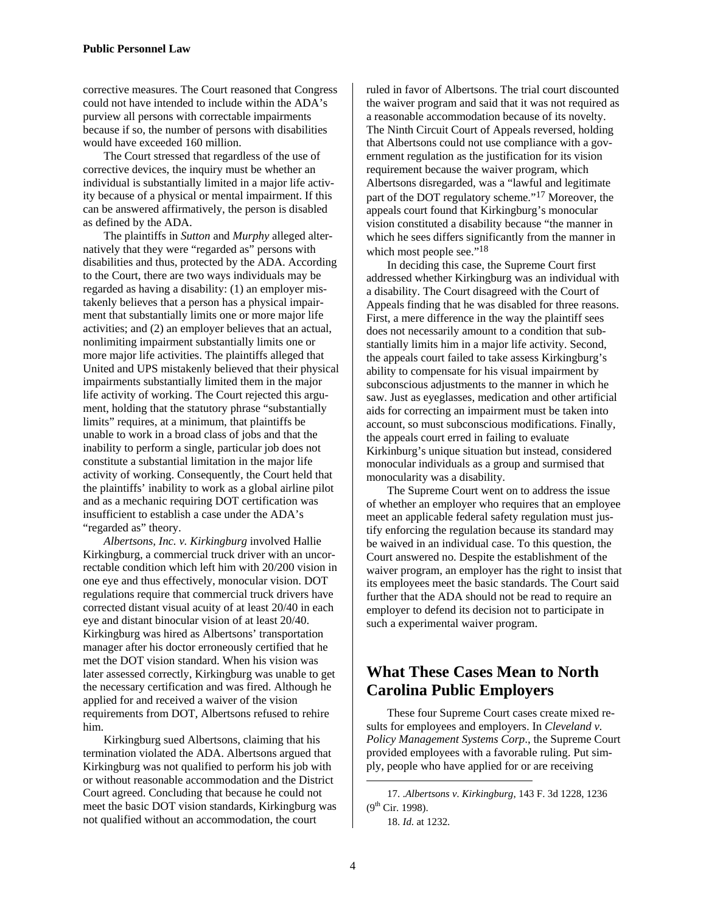corrective measures. The Court reasoned that Congress could not have intended to include within the ADA's purview all persons with correctable impairments because if so, the number of persons with disabilities would have exceeded 160 million.

The Court stressed that regardless of the use of corrective devices, the inquiry must be whether an individual is substantially limited in a major life activity because of a physical or mental impairment. If this can be answered affirmatively, the person is disabled as defined by the ADA.

The plaintiffs in *Sutton* and *Murphy* alleged alternatively that they were "regarded as" persons with disabilities and thus, protected by the ADA. According to the Court, there are two ways individuals may be regarded as having a disability: (1) an employer mistakenly believes that a person has a physical impairment that substantially limits one or more major life activities; and (2) an employer believes that an actual, nonlimiting impairment substantially limits one or more major life activities. The plaintiffs alleged that United and UPS mistakenly believed that their physical impairments substantially limited them in the major life activity of working. The Court rejected this argument, holding that the statutory phrase "substantially limits" requires, at a minimum, that plaintiffs be unable to work in a broad class of jobs and that the inability to perform a single, particular job does not constitute a substantial limitation in the major life activity of working. Consequently, the Court held that the plaintiffs' inability to work as a global airline pilot and as a mechanic requiring DOT certification was insufficient to establish a case under the ADA's "regarded as" theory.

*Albertsons, Inc. v. Kirkingburg* involved Hallie Kirkingburg, a commercial truck driver with an uncorrectable condition which left him with 20/200 vision in one eye and thus effectively, monocular vision. DOT regulations require that commercial truck drivers have corrected distant visual acuity of at least 20/40 in each eye and distant binocular vision of at least 20/40. Kirkingburg was hired as Albertsons' transportation manager after his doctor erroneously certified that he met the DOT vision standard. When his vision was later assessed correctly, Kirkingburg was unable to get the necessary certification and was fired. Although he applied for and received a waiver of the vision requirements from DOT, Albertsons refused to rehire him.

Kirkingburg sued Albertsons, claiming that his termination violated the ADA. Albertsons argued that Kirkingburg was not qualified to perform his job with or without reasonable accommodation and the District Court agreed. Concluding that because he could not meet the basic DOT vision standards, Kirkingburg was not qualified without an accommodation, the court ruled in favor of Albertsons. The trial court discounted the waiver program and said that it was not required as a reasonable accommodation because of its novelty. The Ninth Circuit Court of Appeals reversed, holding that Albertsons could not use compliance with a government regulation as the justification for its vision requirement because the waiver program, which Albertsons disregarded, was a "lawful and legitimate part of the DOT regulatory scheme."[17] Moreover, the appeals court found that Kirkingburg's monocular vision constituted a disability because "the manner in which he sees differs significantly from the manner in which most people see."[18]

In deciding this case, the Supreme Court first addressed whether Kirkingburg was an individual with a disability. The Court disagreed with the Court of Appeals finding that he was disabled for three reasons. First, a mere difference in the way the plaintiff sees does not necessarily amount to a condition that substantially limits him in a major life activity. Second, the appeals court failed to take assess Kirkingburg's ability to compensate for his visual impairment by subconscious adjustments to the manner in which he saw. Just as eyeglasses, medication and other artificial aids for correcting an impairment must be taken into account, so must subconscious modifications. Finally, the appeals court erred in failing to evaluate Kirkinburg's unique situation but instead, considered monocular individuals as a group and surmised that monocularity was a disability.

The Supreme Court went on to address the issue of whether an employer who requires that an employee meet an applicable federal safety regulation must justify enforcing the regulation because its standard may be waived in an individual case. To this question, the Court answered no. Despite the establishment of the waiver program, an employer has the right to insist that its employees meet the basic standards. The Court said further that the ADA should not be read to require an employer to defend its decision not to participate in such a experimental waiver program.

## What These Cases Mean to North Carolina Public Employers

These four Supreme Court cases create mixed results for employees and employers. In *Cleveland v. Policy Management Systems Corp*., the Supreme Court provided employees with a favorable ruling. Put simply, people who have applied for or are receiving

---

17. .*Albertsons v. Kirkingburg*, 143 F. 3d 1228, 1236 (9th Cir. 1998).

18. *Id.* at 1232.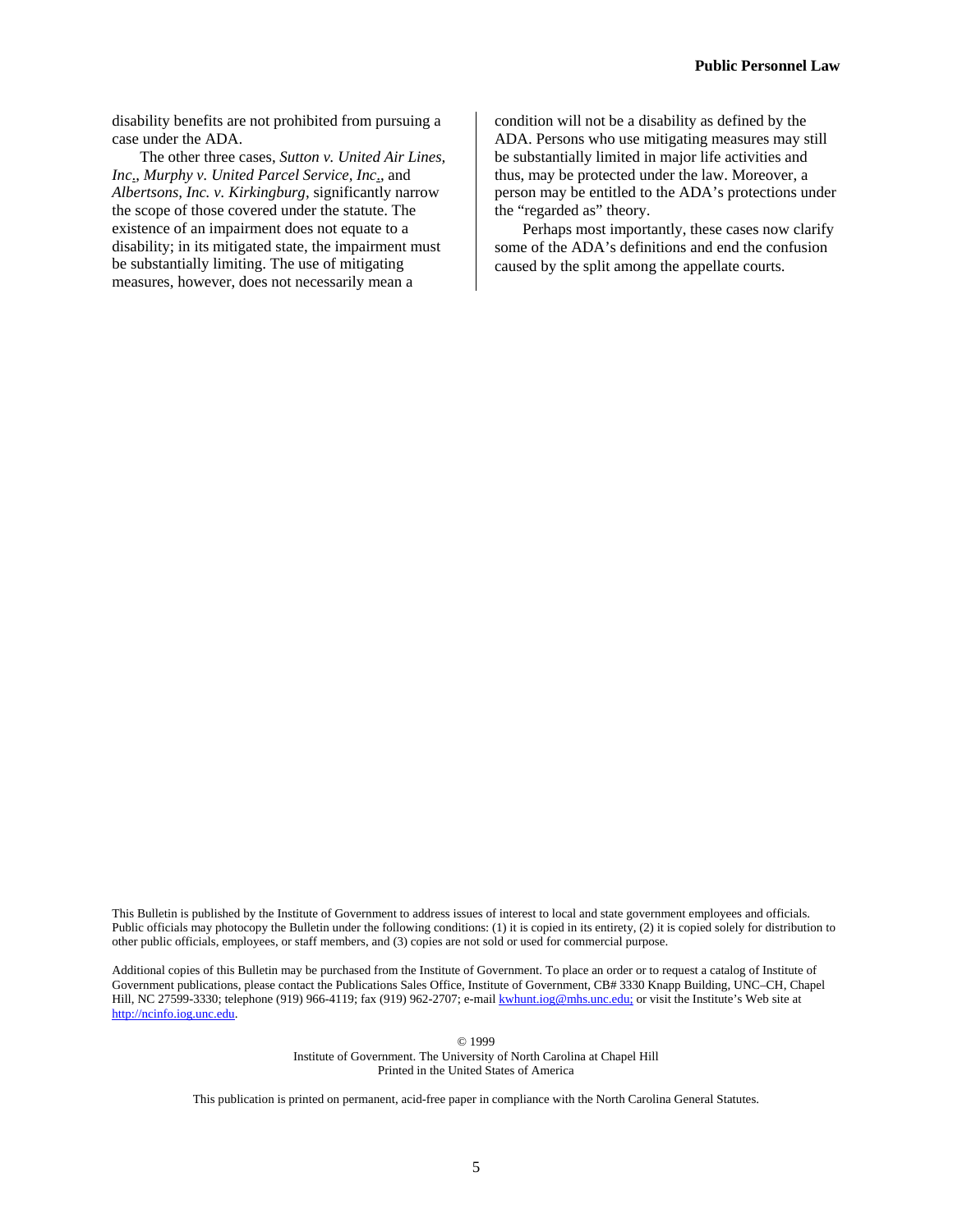disability benefits are not prohibited from pursuing a case under the ADA.

The other three cases, *Sutton v. United Air Lines, Inc.*, *Murphy v. United Parcel Service, Inc.*, and *Albertsons, Inc. v. Kirkingburg*, significantly narrow the scope of those covered under the statute. The existence of an impairment does not equate to a disability; in its mitigated state, the impairment must be substantially limiting. The use of mitigating measures, however, does not necessarily mean a condition will not be a disability as defined by the ADA. Persons who use mitigating measures may still be substantially limited in major life activities and thus, may be protected under the law. Moreover, a person may be entitled to the ADA's protections under the "regarded as" theory.

Perhaps most importantly, these cases now clarify some of the ADA's definitions and end the confusion caused by the split among the appellate courts.

This Bulletin is published by the Institute of Government to address issues of interest to local and state government employees and officials. Public officials may photocopy the Bulletin under the following conditions: (1) it is copied in its entirety, (2) it is copied solely for distribution to other public officials, employees, or staff members, and (3) copies are not sold or used for commercial purpose.

Additional copies of this Bulletin may be purchased from the Institute of Government. To place an order or to request a catalog of Institute of Government publications, please contact the Publications Sales Office, Institute of Government, CB# 3330 Knapp Building, UNC–CH, Chapel Hill, NC 27599-3330; telephone (919) 966-4119; fax (919) 962-2707; e-mail kwhunt.iog@mhs.unc.edu; or visit the Institute's Web site at http://ncinfo.iog.unc.edu.

© 1999
Institute of Government. The University of North Carolina at Chapel Hill
Printed in the United States of America

This publication is printed on permanent, acid-free paper in compliance with the North Carolina General Statutes.